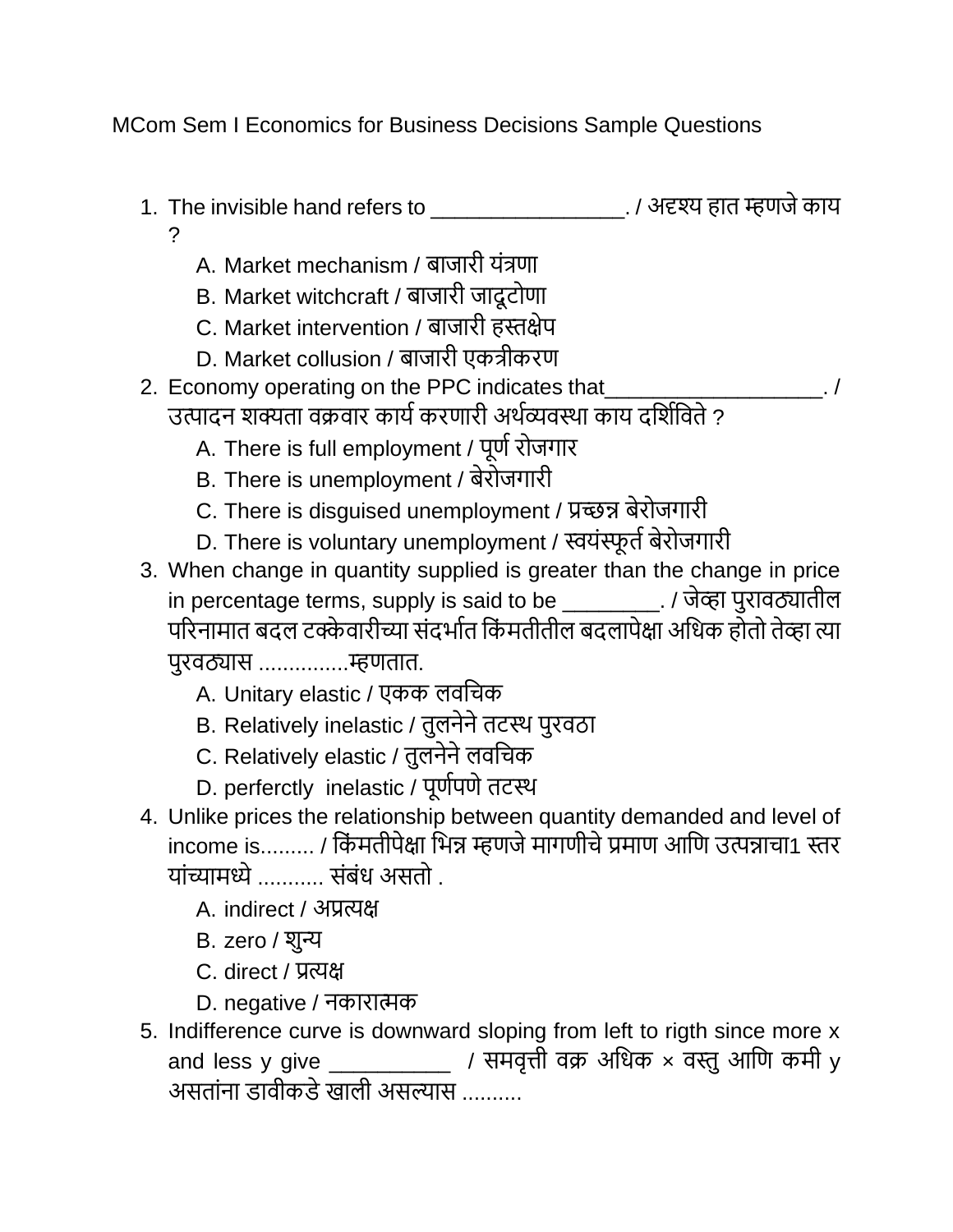MCom Sem I Economics for Business Decisions Sample Questions

1. The invisible hand refers to ________________. / अदृश्य हात म्हणजे काय ?
   A. Market mechanism / बाजारी यंत्रणा
   B. Market witchcraft / बाजारी जादूटोणा
   C. Market intervention / बाजारी हस्तक्षेप
   D. Market collusion / बाजारी एकत्रीकरण
2. Economy operating on the PPC indicates that__________________. / उत्पादन शक्यता वक्रवार कार्य करणारी अर्थव्यवस्था काय दर्शिविते ?
   A. There is full employment / पूर्ण रोजगार
   B. There is unemployment / बेरोजगारी
   C. There is disguised unemployment / प्रच्छन्न बेरोजगारी
   D. There is voluntary unemployment / स्वयंस्फूर्त बेरोजगारी
3. When change in quantity supplied is greater than the change in price in percentage terms, supply is said to be ________. / जेव्हा पुरावठ्यातील परिनामात बदल टक्केवारीच्या संदर्भात किंमतीतील बदलापेक्षा अधिक होतो तेव्हा त्या पुरवठ्यास ...............म्हणतात.
   A. Unitary elastic / एकक लवचिक
   B. Relatively inelastic / तुलनेने तटस्थ पुरवठा
   C. Relatively elastic / तुलनेने लवचिक
   D. perferctly inelastic / पूर्णपणे तटस्थ
4. Unlike prices the relationship between quantity demanded and level of income is......... / किंमतीपेक्षा भिन्न म्हणजे मागणीचे प्रमाण आणि उत्पन्नाचा1 स्तर यांच्यामध्ये ........... संबंध असतो .
   A. indirect / अप्रत्यक्ष
   B. zero / शुन्य
   C. direct / प्रत्यक्ष
   D. negative / नकारात्मक
5. Indifference curve is downward sloping from left to rigth since more x and less y give __________ / समवृत्ती वक्र अधिक × वस्तु आणि कमी y असतांना डावीकडे खाली असल्यास ..........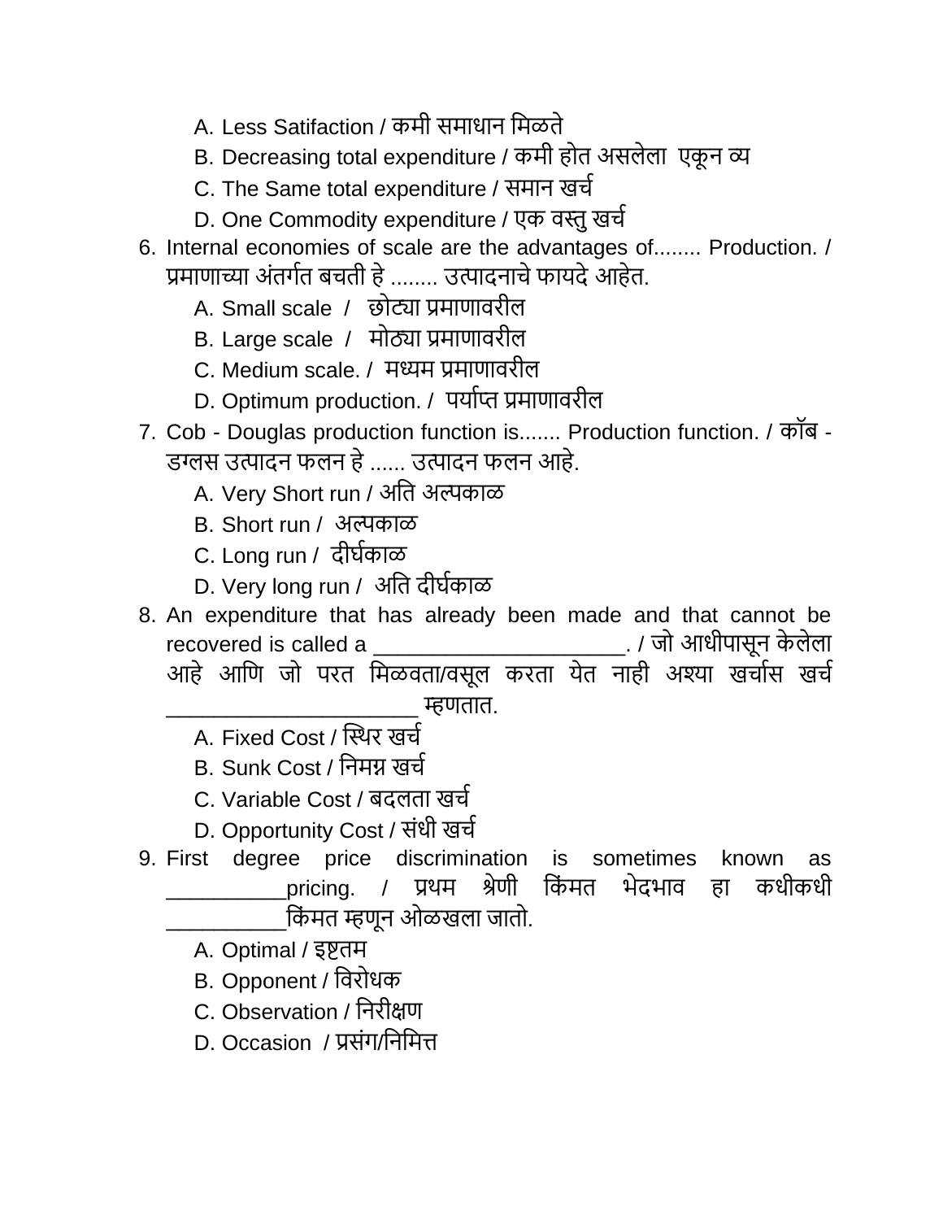A. Less Satifaction / कमी समाधान मिळते

B. Decreasing total expenditure / कमी होत असलेला एकूण व्य

C. The Same total expenditure / समान खर्च

D. One Commodity expenditure / एक वस्तु खर्च

6. Internal economies of scale are the advantages of........ Production. / प्रमाणाच्या अंतर्गत बचती हे ........ उत्पादनाचे फायदे आहेत.

   A. Small scale / छोट्या प्रमाणावरील

   B. Large scale / मोठ्या प्रमाणावरील

   C. Medium scale. / मध्यम प्रमाणावरील

   D. Optimum production. / पर्याप्त प्रमाणावरील

7. Cob - Douglas production function is....... Production function. / कॉब - डग्लस उत्पादन फलन हे ...... उत्पादन फलन आहे.

   A. Very Short run / अति अल्पकाळ

   B. Short run / अल्पकाळ

   C. Long run / दीर्घकाळ

   D. Very long run / अति दीर्घकाळ

8. An expenditure that has already been made and that cannot be recovered is called a ____________________. / जो आधीपासून केलेला आहे आणि जो परत मिळवता/वसूल करता येत नाही अश्या खर्चास खर्च ____________________ म्हणतात.

   A. Fixed Cost / स्थिर खर्च

   B. Sunk Cost / निमग्न खर्च

   C. Variable Cost / बदलता खर्च

   D. Opportunity Cost / संधी खर्च

9. First degree price discrimination is sometimes known as __________pricing. / प्रथम श्रेणी किंमत भेदभाव हा कधीकधी __________किंमत म्हणून ओळखला जातो.

   A. Optimal / इष्टतम

   B. Opponent / विरोधक

   C. Observation / निरीक्षण

   D. Occasion / प्रसंग/निमित्त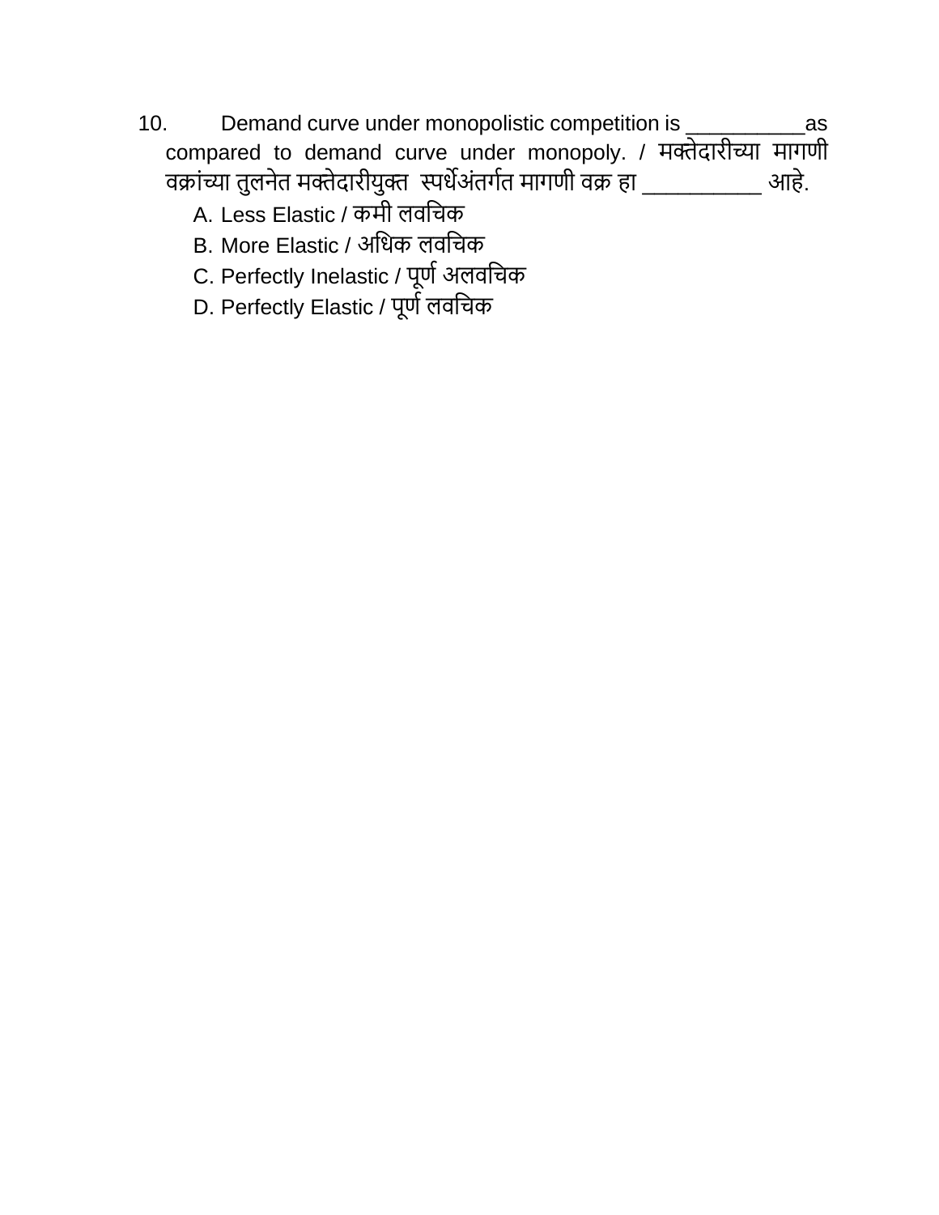10. Demand curve under monopolistic competition is __________as compared to demand curve under monopoly. / मक्तेदारीच्या मागणी वक्रांच्या तुलनेत मक्तेदारीयुक्त स्पर्धेअंतर्गत मागणी वक्र हा __________ आहे.

   A. Less Elastic / कमी लवचिक
   B. More Elastic / अधिक लवचिक
   C. Perfectly Inelastic / पूर्ण अलवचिक
   D. Perfectly Elastic / पूर्ण लवचिक